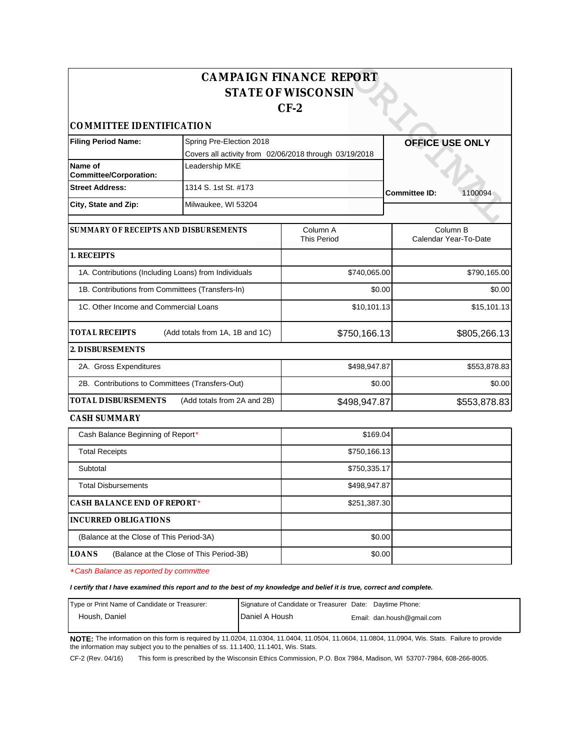# CAMPAIGN FINANCE REPORT
# STATE OF WISCONSIN
# CF-2

## COMMITTEE IDENTIFICATION

| | | |
|---|---|---|
| **Filing Period Name:** | Spring Pre-Election 2018<br>Covers all activity from 02/06/2018 through 03/19/2018 | **OFFICE USE ONLY** |
| **Name of Committee/Corporation:** | Leadership MKE | |
| **Street Address:** | 1314 S. 1st St. #173 | **Committee ID:** 1100094 |
| **City, State and Zip:** | Milwaukee, WI 53204 | |

| **SUMMARY OF RECEIPTS AND DISBURSEMENTS** | Column A This Period | Column B Calendar Year-To-Date |
|---|---|---|
| **1. RECEIPTS** | | |
| 1A. Contributions (Including Loans) from Individuals | $740,065.00 | $790,165.00 |
| 1B. Contributions from Committees (Transfers-In) | $0.00 | $0.00 |
| 1C. Other Income and Commercial Loans | $10,101.13 | $15,101.13 |
| **TOTAL RECEIPTS** (Add totals from 1A, 1B and 1C) | $750,166.13 | $805,266.13 |
| **2. DISBURSEMENTS** | | |
| 2A. Gross Expenditures | $498,947.87 | $553,878.83 |
| 2B. Contributions to Committees (Transfers-Out) | $0.00 | $0.00 |
| **TOTAL DISBURSEMENTS** (Add totals from 2A and 2B) | $498,947.87 | $553,878.83 |

## CASH SUMMARY

| | |
|---|---|
| Cash Balance Beginning of Report* | $169.04 |
| Total Receipts | $750,166.13 |
| Subtotal | $750,335.17 |
| Total Disbursements | $498,947.87 |
| **CASH BALANCE END OF REPORT*** | $251,387.30 |
| **INCURRED OBLIGATIONS** | |
| (Balance at the Close of This Period-3A) | $0.00 |
| **LOANS** (Balance at the Close of This Period-3B) | $0.00 |

*\*Cash Balance as reported by committee*

***I certify that I have examined this report and to the best of my knowledge and belief it is true, correct and complete.***

| Type or Print Name of Candidate or Treasurer: | Signature of Candidate or Treasurer | Date: | Daytime Phone: |
|---|---|---|---|
| Housh, Daniel | Daniel A Housh | | Email: dan.housh@gmail.com |

**NOTE:** The information on this form is required by 11.0204, 11.0304, 11.0404, 11.0504, 11.0604, 11.0804, 11.0904, Wis. Stats. Failure to provide the information may subject you to the penalties of ss. 11.1400, 11.1401, Wis. Stats.

CF-2 (Rev. 04/16) This form is prescribed by the Wisconsin Ethics Commission, P.O. Box 7984, Madison, WI 53707-7984, 608-266-8005.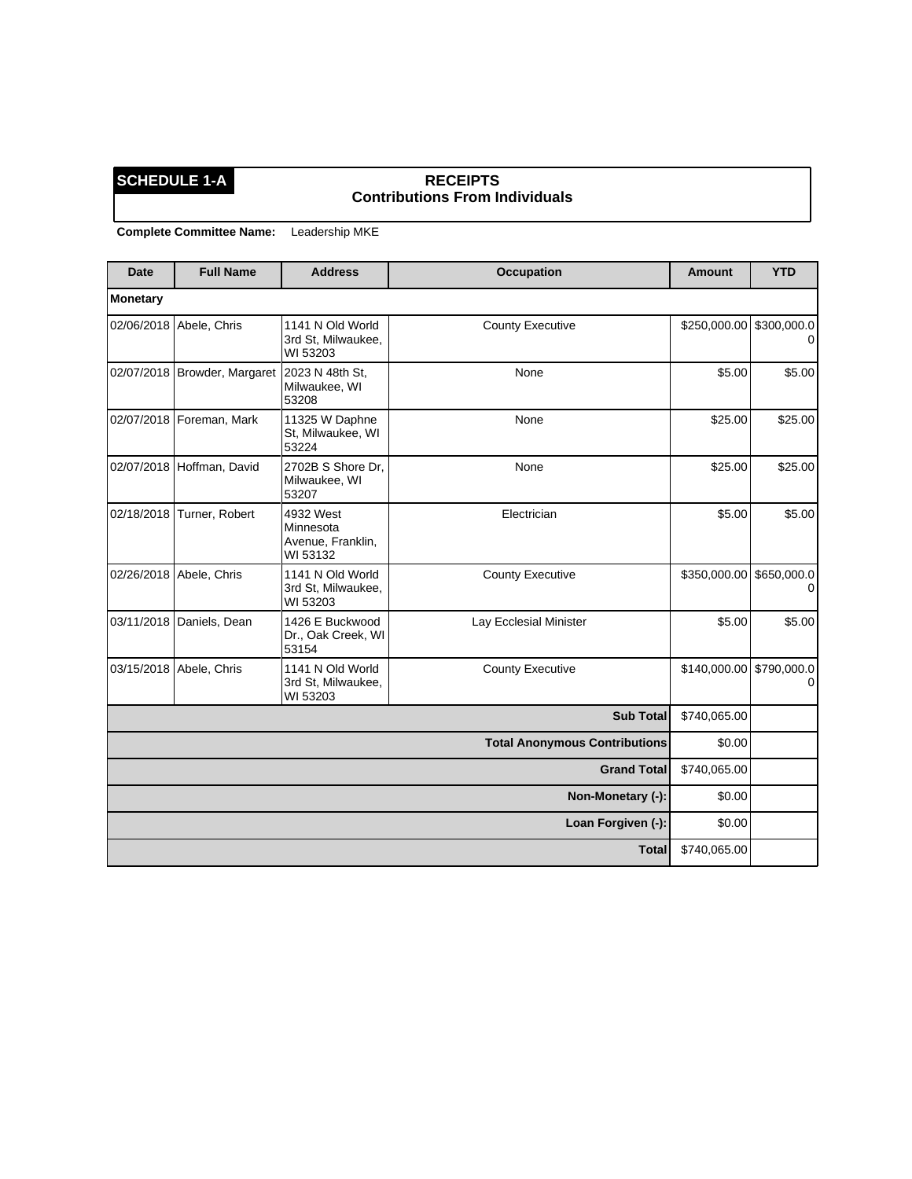**SCHEDULE 1-A**

**RECEIPTS**
**Contributions From Individuals**

**Complete Committee Name:** Leadership MKE

| Date | Full Name | Address | Occupation | Amount | YTD |
|---|---|---|---|---|---|
| **Monetary** | | | | | |
| 02/06/2018 | Abele, Chris | 1141 N Old World 3rd St, Milwaukee, WI 53203 | County Executive | $250,000.00 | $300,000.00 |
| 02/07/2018 | Browder, Margaret | 2023 N 48th St, Milwaukee, WI 53208 | None | $5.00 | $5.00 |
| 02/07/2018 | Foreman, Mark | 11325 W Daphne St, Milwaukee, WI 53224 | None | $25.00 | $25.00 |
| 02/07/2018 | Hoffman, David | 2702B S Shore Dr, Milwaukee, WI 53207 | None | $25.00 | $25.00 |
| 02/18/2018 | Turner, Robert | 4932 West Minnesota Avenue, Franklin, WI 53132 | Electrician | $5.00 | $5.00 |
| 02/26/2018 | Abele, Chris | 1141 N Old World 3rd St, Milwaukee, WI 53203 | County Executive | $350,000.00 | $650,000.00 |
| 03/11/2018 | Daniels, Dean | 1426 E Buckwood Dr., Oak Creek, WI 53154 | Lay Ecclesial Minister | $5.00 | $5.00 |
| 03/15/2018 | Abele, Chris | 1141 N Old World 3rd St, Milwaukee, WI 53203 | County Executive | $140,000.00 | $790,000.00 |
| | | | **Sub Total** | $740,065.00 | |
| | | | **Total Anonymous Contributions** | $0.00 | |
| | | | **Grand Total** | $740,065.00 | |
| | | | **Non-Monetary (-):** | $0.00 | |
| | | | **Loan Forgiven (-):** | $0.00 | |
| | | | **Total** | $740,065.00 | |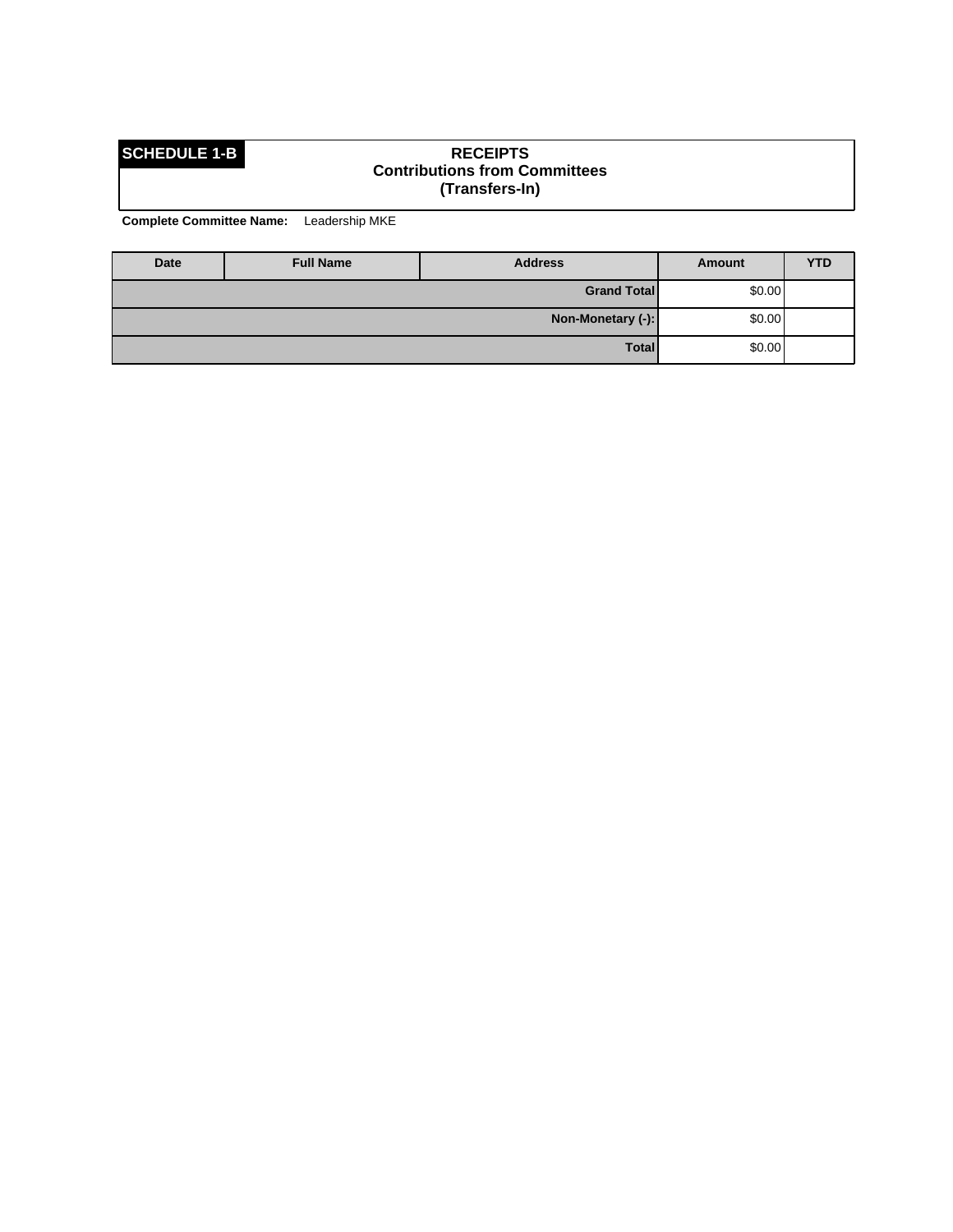**SCHEDULE 1-B**

**RECEIPTS**
**Contributions from Committees**
**(Transfers-In)**

**Complete Committee Name:** Leadership MKE

| Date | Full Name | Address | Amount | YTD |
|---|---|---|---|---|
| | | **Grand Total** | $0.00 | |
| | | **Non-Monetary (-):** | $0.00 | |
| | | **Total** | $0.00 | |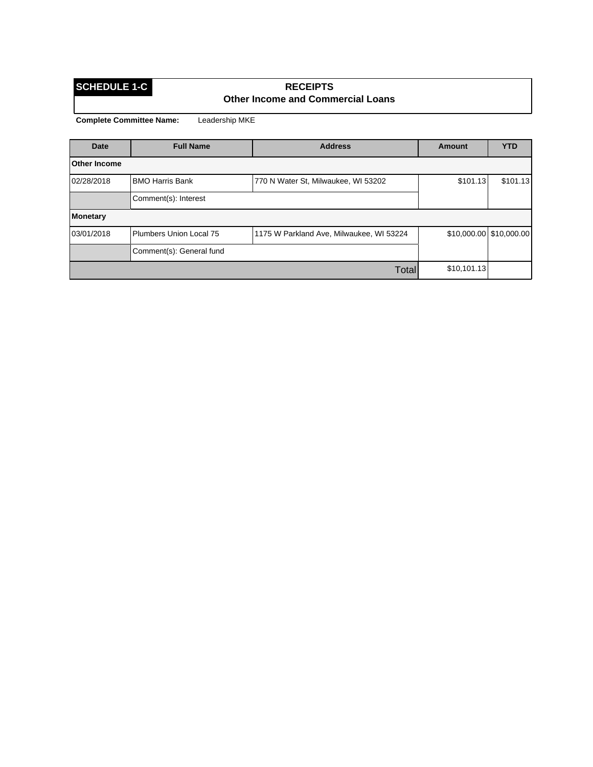**SCHEDULE 1-C**

## RECEIPTS
### Other Income and Commercial Loans

**Complete Committee Name:** Leadership MKE

| Date | Full Name | Address | Amount | YTD |
|---|---|---|---|---|
| **Other Income** | | | | |
| 02/28/2018 | BMO Harris Bank | 770 N Water St, Milwaukee, WI 53202 | $101.13 | $101.13 |
| | Comment(s): Interest | | | |
| **Monetary** | | | | |
| 03/01/2018 | Plumbers Union Local 75 | 1175 W Parkland Ave, Milwaukee, WI 53224 | $10,000.00 | $10,000.00 |
| | Comment(s): General fund | | | |
| | | Total | $10,101.13 | |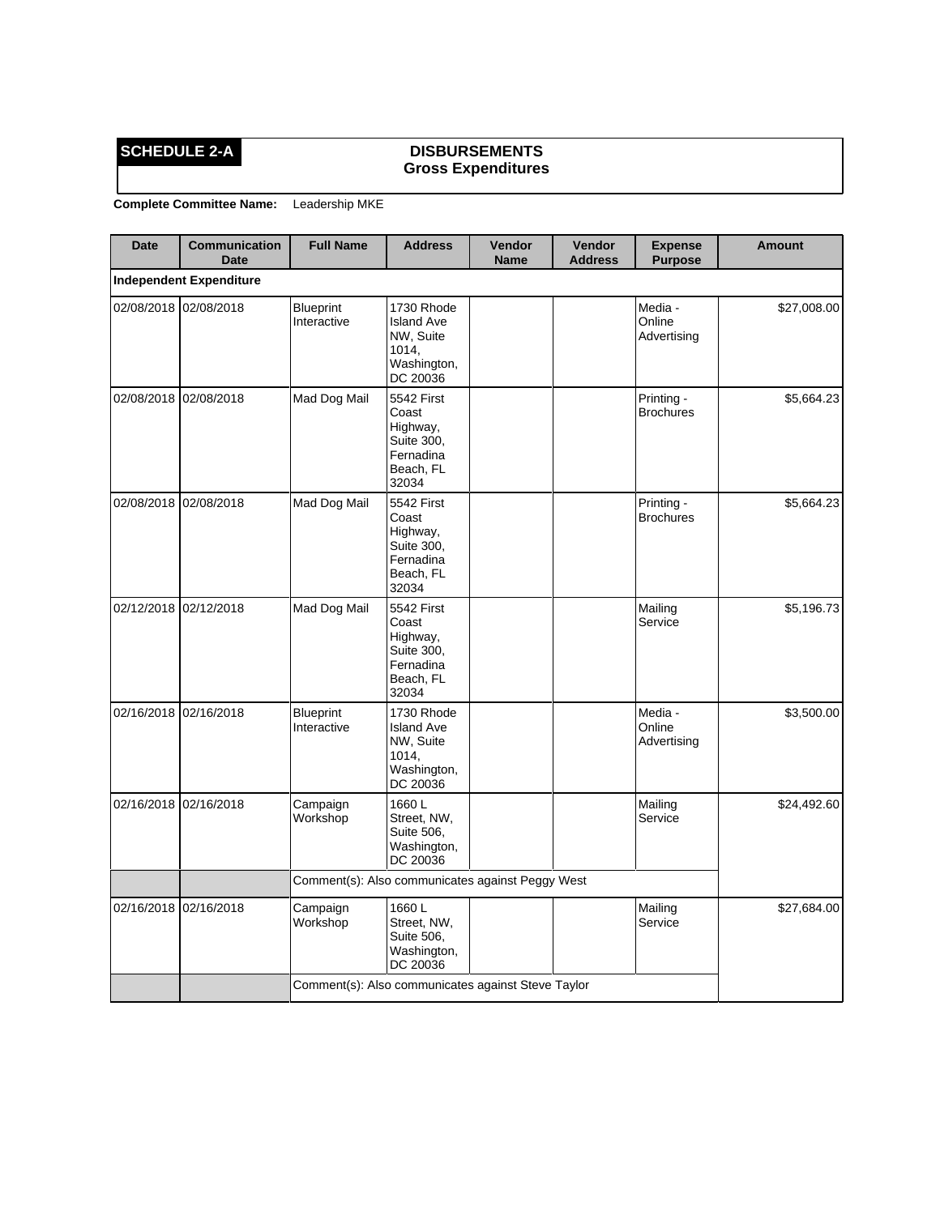**SCHEDULE 2-A**

## DISBURSEMENTS
### Gross Expenditures

**Complete Committee Name:** Leadership MKE

| Date | Communication Date | Full Name | Address | Vendor Name | Vendor Address | Expense Purpose | Amount |
|---|---|---|---|---|---|---|---|
| **Independent Expenditure** | | | | | | | |
| 02/08/2018 | 02/08/2018 | Blueprint Interactive | 1730 Rhode Island Ave NW, Suite 1014, Washington, DC 20036 | | | Media - Online Advertising | $27,008.00 |
| 02/08/2018 | 02/08/2018 | Mad Dog Mail | 5542 First Coast Highway, Suite 300, Fernadina Beach, FL 32034 | | | Printing - Brochures | $5,664.23 |
| 02/08/2018 | 02/08/2018 | Mad Dog Mail | 5542 First Coast Highway, Suite 300, Fernadina Beach, FL 32034 | | | Printing - Brochures | $5,664.23 |
| 02/12/2018 | 02/12/2018 | Mad Dog Mail | 5542 First Coast Highway, Suite 300, Fernadina Beach, FL 32034 | | | Mailing Service | $5,196.73 |
| 02/16/2018 | 02/16/2018 | Blueprint Interactive | 1730 Rhode Island Ave NW, Suite 1014, Washington, DC 20036 | | | Media - Online Advertising | $3,500.00 |
| 02/16/2018 | 02/16/2018 | Campaign Workshop | 1660 L Street, NW, Suite 506, Washington, DC 20036 | | | Mailing Service | $24,492.60 |
| | | Comment(s): Also communicates against Peggy West | | | | | |
| 02/16/2018 | 02/16/2018 | Campaign Workshop | 1660 L Street, NW, Suite 506, Washington, DC 20036 | | | Mailing Service | $27,684.00 |
| | | Comment(s): Also communicates against Steve Taylor | | | | | |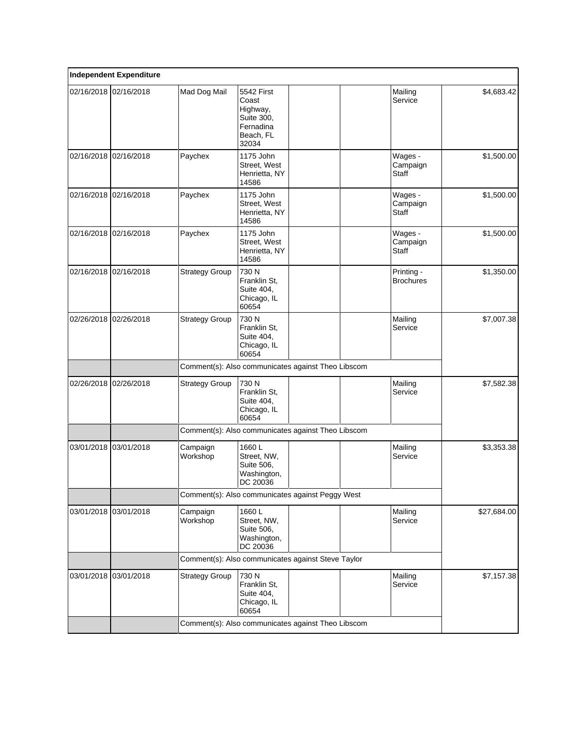| Independent Expenditure | | | | | | | |
|---|---|---|---|---|---|---|---|
| 02/16/2018 | 02/16/2018 | Mad Dog Mail | 5542 First Coast Highway, Suite 300, Fernadina Beach, FL 32034 | | | Mailing Service | $4,683.42 |
| 02/16/2018 | 02/16/2018 | Paychex | 1175 John Street, West Henrietta, NY 14586 | | | Wages - Campaign Staff | $1,500.00 |
| 02/16/2018 | 02/16/2018 | Paychex | 1175 John Street, West Henrietta, NY 14586 | | | Wages - Campaign Staff | $1,500.00 |
| 02/16/2018 | 02/16/2018 | Paychex | 1175 John Street, West Henrietta, NY 14586 | | | Wages - Campaign Staff | $1,500.00 |
| 02/16/2018 | 02/16/2018 | Strategy Group | 730 N Franklin St, Suite 404, Chicago, IL 60654 | | | Printing - Brochures | $1,350.00 |
| 02/26/2018 | 02/26/2018 | Strategy Group | 730 N Franklin St, Suite 404, Chicago, IL 60654 | | | Mailing Service | $7,007.38 |
| | | Comment(s): Also communicates against Theo Libscom | | | | | |
| 02/26/2018 | 02/26/2018 | Strategy Group | 730 N Franklin St, Suite 404, Chicago, IL 60654 | | | Mailing Service | $7,582.38 |
| | | Comment(s): Also communicates against Theo Libscom | | | | | |
| 03/01/2018 | 03/01/2018 | Campaign Workshop | 1660 L Street, NW, Suite 506, Washington, DC 20036 | | | Mailing Service | $3,353.38 |
| | | Comment(s): Also communicates against Peggy West | | | | | |
| 03/01/2018 | 03/01/2018 | Campaign Workshop | 1660 L Street, NW, Suite 506, Washington, DC 20036 | | | Mailing Service | $27,684.00 |
| | | Comment(s): Also communicates against Steve Taylor | | | | | |
| 03/01/2018 | 03/01/2018 | Strategy Group | 730 N Franklin St, Suite 404, Chicago, IL 60654 | | | Mailing Service | $7,157.38 |
| | | Comment(s): Also communicates against Theo Libscom | | | | | |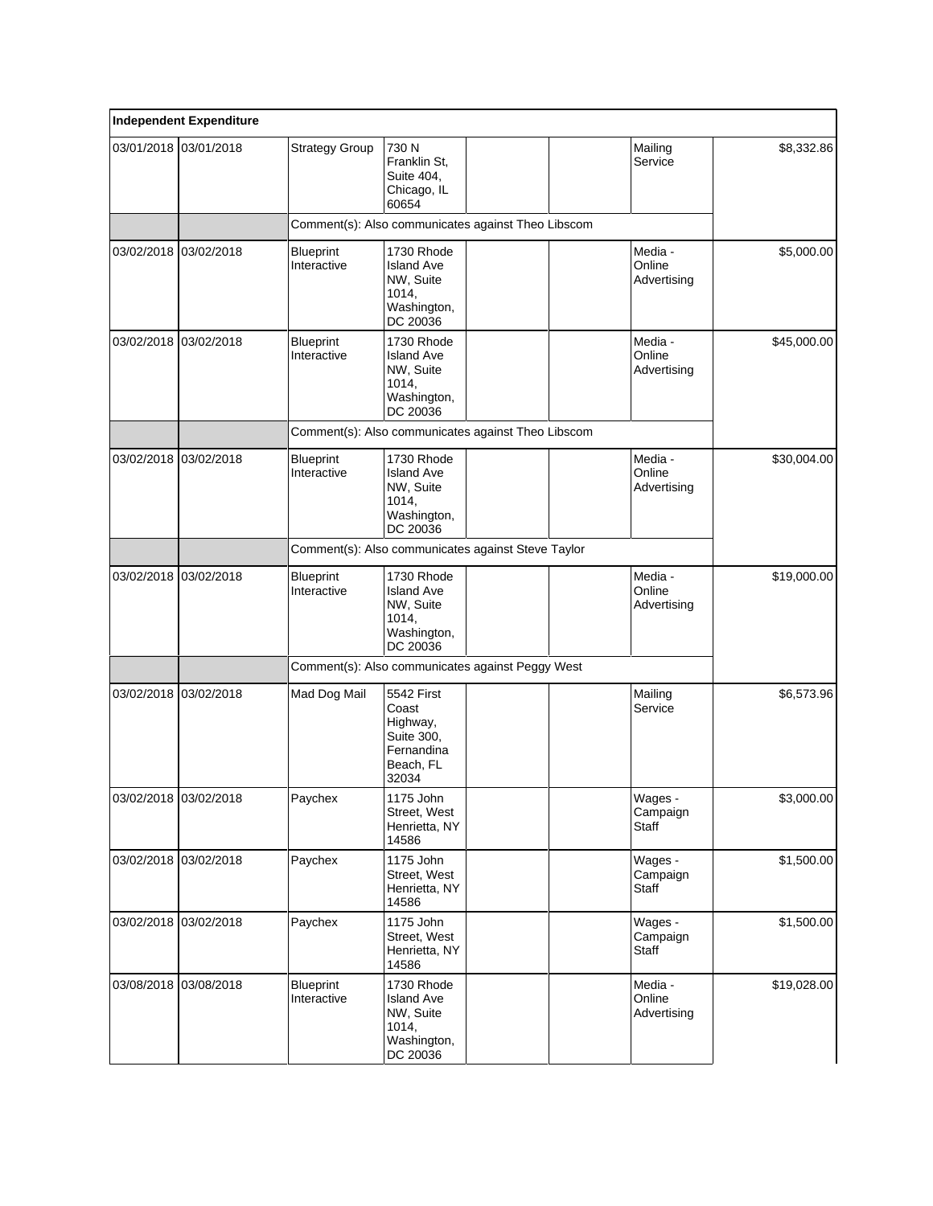| Independent Expenditure | | | | | | | |
|---|---|---|---|---|---|---|---|
| 03/01/2018 | 03/01/2018 | Strategy Group | 730 N Franklin St, Suite 404, Chicago, IL 60654 | | | Mailing Service | $8,332.86 |
| | | Comment(s): Also communicates against Theo Libscom | | | | | |
| 03/02/2018 | 03/02/2018 | Blueprint Interactive | 1730 Rhode Island Ave NW, Suite 1014, Washington, DC 20036 | | | Media - Online Advertising | $5,000.00 |
| 03/02/2018 | 03/02/2018 | Blueprint Interactive | 1730 Rhode Island Ave NW, Suite 1014, Washington, DC 20036 | | | Media - Online Advertising | $45,000.00 |
| | | Comment(s): Also communicates against Theo Libscom | | | | | |
| 03/02/2018 | 03/02/2018 | Blueprint Interactive | 1730 Rhode Island Ave NW, Suite 1014, Washington, DC 20036 | | | Media - Online Advertising | $30,004.00 |
| | | Comment(s): Also communicates against Steve Taylor | | | | | |
| 03/02/2018 | 03/02/2018 | Blueprint Interactive | 1730 Rhode Island Ave NW, Suite 1014, Washington, DC 20036 | | | Media - Online Advertising | $19,000.00 |
| | | Comment(s): Also communicates against Peggy West | | | | | |
| 03/02/2018 | 03/02/2018 | Mad Dog Mail | 5542 First Coast Highway, Suite 300, Fernandina Beach, FL 32034 | | | Mailing Service | $6,573.96 |
| 03/02/2018 | 03/02/2018 | Paychex | 1175 John Street, West Henrietta, NY 14586 | | | Wages - Campaign Staff | $3,000.00 |
| 03/02/2018 | 03/02/2018 | Paychex | 1175 John Street, West Henrietta, NY 14586 | | | Wages - Campaign Staff | $1,500.00 |
| 03/02/2018 | 03/02/2018 | Paychex | 1175 John Street, West Henrietta, NY 14586 | | | Wages - Campaign Staff | $1,500.00 |
| 03/08/2018 | 03/08/2018 | Blueprint Interactive | 1730 Rhode Island Ave NW, Suite 1014, Washington, DC 20036 | | | Media - Online Advertising | $19,028.00 |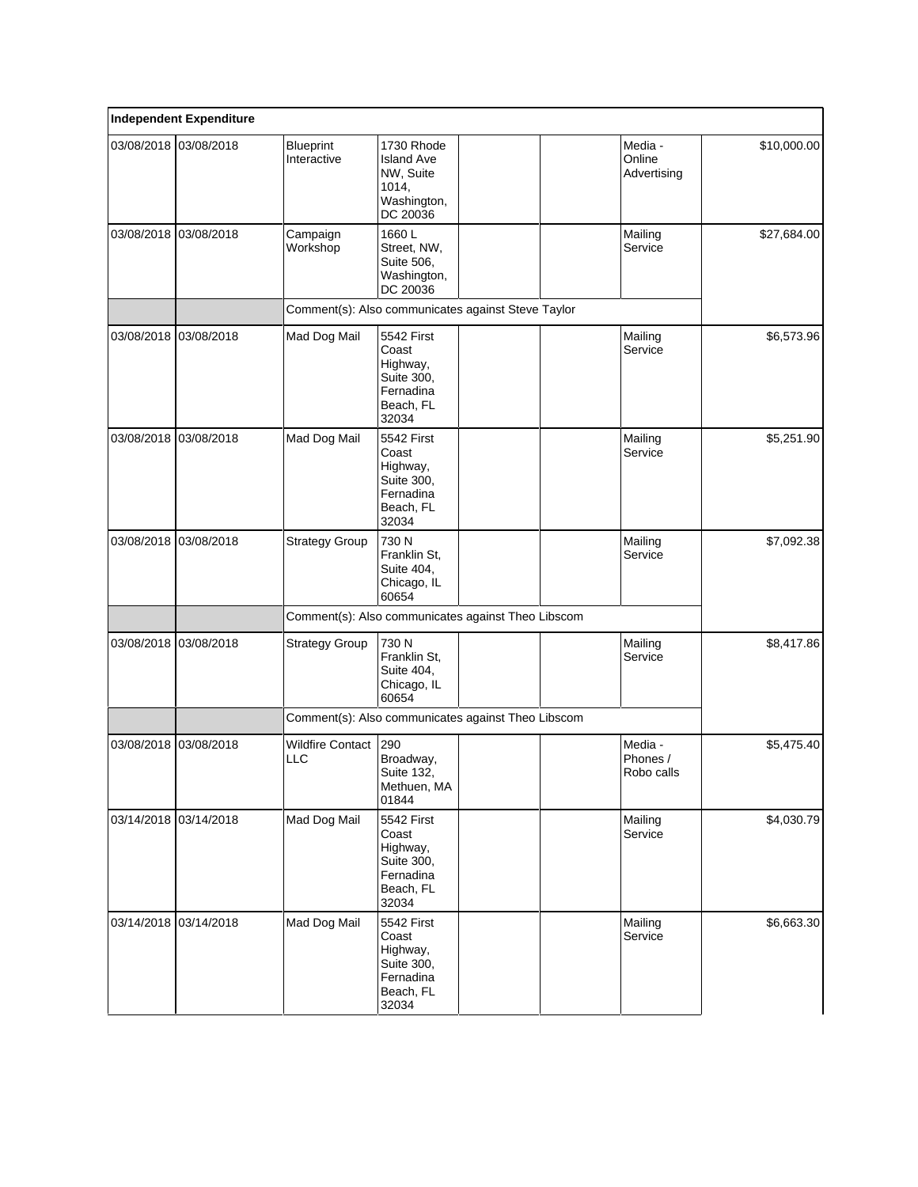| Independent Expenditure | | | | | | | |
|---|---|---|---|---|---|---|---|
| 03/08/2018 | 03/08/2018 | Blueprint Interactive | 1730 Rhode Island Ave NW, Suite 1014, Washington, DC 20036 | | | Media - Online Advertising | $10,000.00 |
| 03/08/2018 | 03/08/2018 | Campaign Workshop | 1660 L Street, NW, Suite 506, Washington, DC 20036 | | | Mailing Service | $27,684.00 |
| | | Comment(s): Also communicates against Steve Taylor | | | | | |
| 03/08/2018 | 03/08/2018 | Mad Dog Mail | 5542 First Coast Highway, Suite 300, Fernadina Beach, FL 32034 | | | Mailing Service | $6,573.96 |
| 03/08/2018 | 03/08/2018 | Mad Dog Mail | 5542 First Coast Highway, Suite 300, Fernadina Beach, FL 32034 | | | Mailing Service | $5,251.90 |
| 03/08/2018 | 03/08/2018 | Strategy Group | 730 N Franklin St, Suite 404, Chicago, IL 60654 | | | Mailing Service | $7,092.38 |
| | | Comment(s): Also communicates against Theo Libscom | | | | | |
| 03/08/2018 | 03/08/2018 | Strategy Group | 730 N Franklin St, Suite 404, Chicago, IL 60654 | | | Mailing Service | $8,417.86 |
| | | Comment(s): Also communicates against Theo Libscom | | | | | |
| 03/08/2018 | 03/08/2018 | Wildfire Contact LLC | 290 Broadway, Suite 132, Methuen, MA 01844 | | | Media - Phones / Robo calls | $5,475.40 |
| 03/14/2018 | 03/14/2018 | Mad Dog Mail | 5542 First Coast Highway, Suite 300, Fernadina Beach, FL 32034 | | | Mailing Service | $4,030.79 |
| 03/14/2018 | 03/14/2018 | Mad Dog Mail | 5542 First Coast Highway, Suite 300, Fernadina Beach, FL 32034 | | | Mailing Service | $6,663.30 |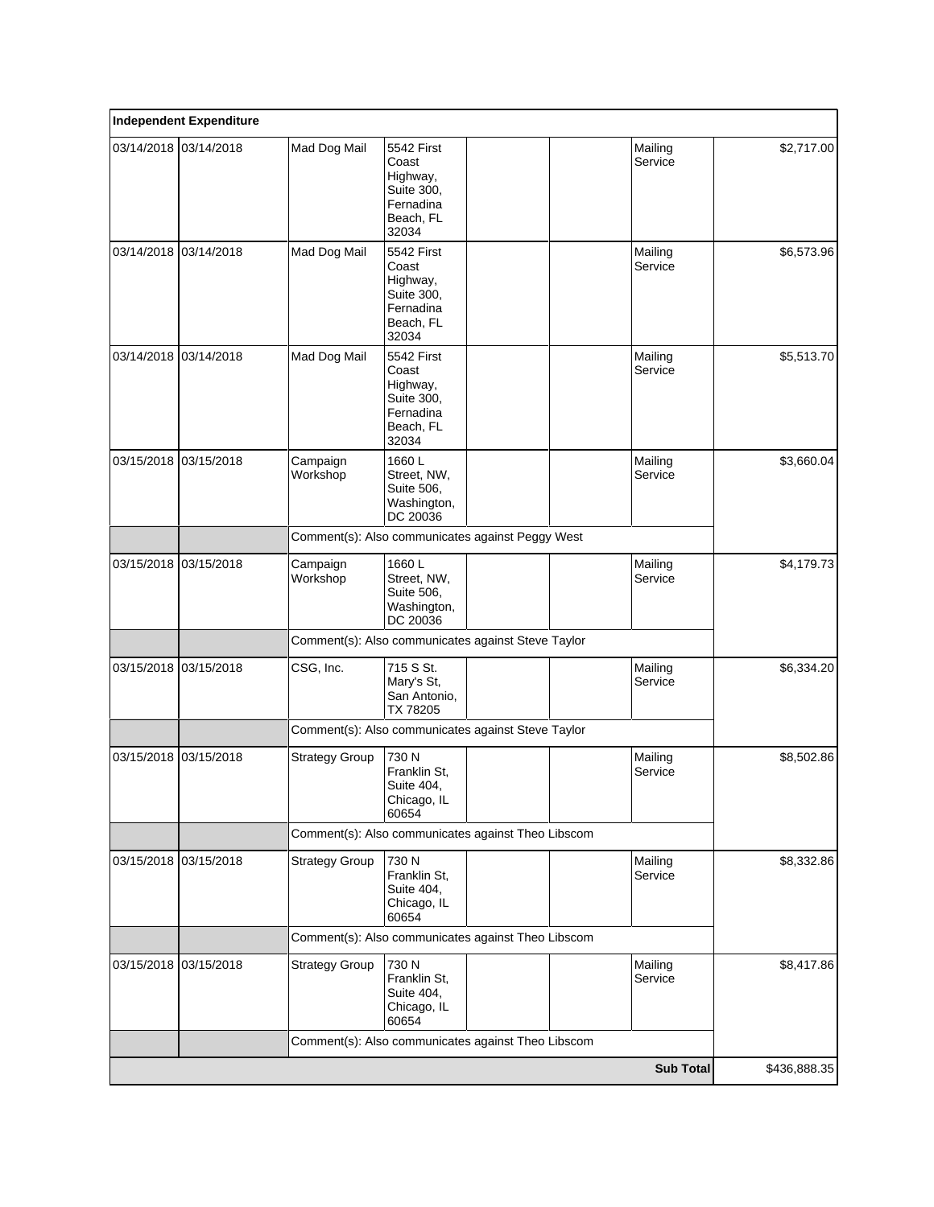| Independent Expenditure | | | | | | | |
|---|---|---|---|---|---|---|---|
| 03/14/2018 | 03/14/2018 | Mad Dog Mail | 5542 First Coast Highway, Suite 300, Fernadina Beach, FL 32034 | | | Mailing Service | $2,717.00 |
| 03/14/2018 | 03/14/2018 | Mad Dog Mail | 5542 First Coast Highway, Suite 300, Fernadina Beach, FL 32034 | | | Mailing Service | $6,573.96 |
| 03/14/2018 | 03/14/2018 | Mad Dog Mail | 5542 First Coast Highway, Suite 300, Fernadina Beach, FL 32034 | | | Mailing Service | $5,513.70 |
| 03/15/2018 | 03/15/2018 | Campaign Workshop | 1660 L Street, NW, Suite 506, Washington, DC 20036 | | | Mailing Service | $3,660.04 |
| | | Comment(s): Also communicates against Peggy West | | | | | |
| 03/15/2018 | 03/15/2018 | Campaign Workshop | 1660 L Street, NW, Suite 506, Washington, DC 20036 | | | Mailing Service | $4,179.73 |
| | | Comment(s): Also communicates against Steve Taylor | | | | | |
| 03/15/2018 | 03/15/2018 | CSG, Inc. | 715 S St. Mary's St, San Antonio, TX 78205 | | | Mailing Service | $6,334.20 |
| | | Comment(s): Also communicates against Steve Taylor | | | | | |
| 03/15/2018 | 03/15/2018 | Strategy Group | 730 N Franklin St, Suite 404, Chicago, IL 60654 | | | Mailing Service | $8,502.86 |
| | | Comment(s): Also communicates against Theo Libscom | | | | | |
| 03/15/2018 | 03/15/2018 | Strategy Group | 730 N Franklin St, Suite 404, Chicago, IL 60654 | | | Mailing Service | $8,332.86 |
| | | Comment(s): Also communicates against Theo Libscom | | | | | |
| 03/15/2018 | 03/15/2018 | Strategy Group | 730 N Franklin St, Suite 404, Chicago, IL 60654 | | | Mailing Service | $8,417.86 |
| | | Comment(s): Also communicates against Theo Libscom | | | | | |
| | | | | | | **Sub Total** | $436,888.35 |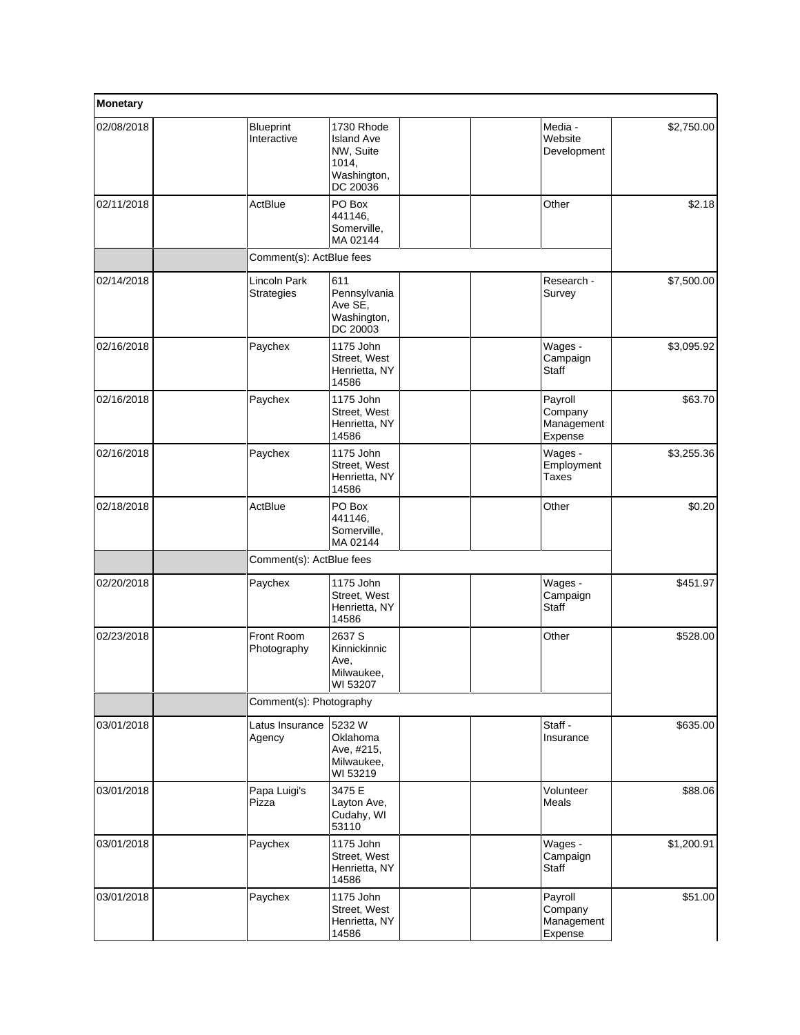| Monetary | | | | | | | |
|---|---|---|---|---|---|---|---|
| 02/08/2018 | | Blueprint Interactive | 1730 Rhode Island Ave NW, Suite 1014, Washington, DC 20036 | | | Media - Website Development | $2,750.00 |
| 02/11/2018 | | ActBlue | PO Box 441146, Somerville, MA 02144 | | | Other | $2.18 |
| | | Comment(s): ActBlue fees | | | | | |
| 02/14/2018 | | Lincoln Park Strategies | 611 Pennsylvania Ave SE, Washington, DC 20003 | | | Research - Survey | $7,500.00 |
| 02/16/2018 | | Paychex | 1175 John Street, West Henrietta, NY 14586 | | | Wages - Campaign Staff | $3,095.92 |
| 02/16/2018 | | Paychex | 1175 John Street, West Henrietta, NY 14586 | | | Payroll Company Management Expense | $63.70 |
| 02/16/2018 | | Paychex | 1175 John Street, West Henrietta, NY 14586 | | | Wages - Employment Taxes | $3,255.36 |
| 02/18/2018 | | ActBlue | PO Box 441146, Somerville, MA 02144 | | | Other | $0.20 |
| | | Comment(s): ActBlue fees | | | | | |
| 02/20/2018 | | Paychex | 1175 John Street, West Henrietta, NY 14586 | | | Wages - Campaign Staff | $451.97 |
| 02/23/2018 | | Front Room Photography | 2637 S Kinnickinnic Ave, Milwaukee, WI 53207 | | | Other | $528.00 |
| | | Comment(s): Photography | | | | | |
| 03/01/2018 | | Latus Insurance Agency | 5232 W Oklahoma Ave, #215, Milwaukee, WI 53219 | | | Staff - Insurance | $635.00 |
| 03/01/2018 | | Papa Luigi's Pizza | 3475 E Layton Ave, Cudahy, WI 53110 | | | Volunteer Meals | $88.06 |
| 03/01/2018 | | Paychex | 1175 John Street, West Henrietta, NY 14586 | | | Wages - Campaign Staff | $1,200.91 |
| 03/01/2018 | | Paychex | 1175 John Street, West Henrietta, NY 14586 | | | Payroll Company Management Expense | $51.00 |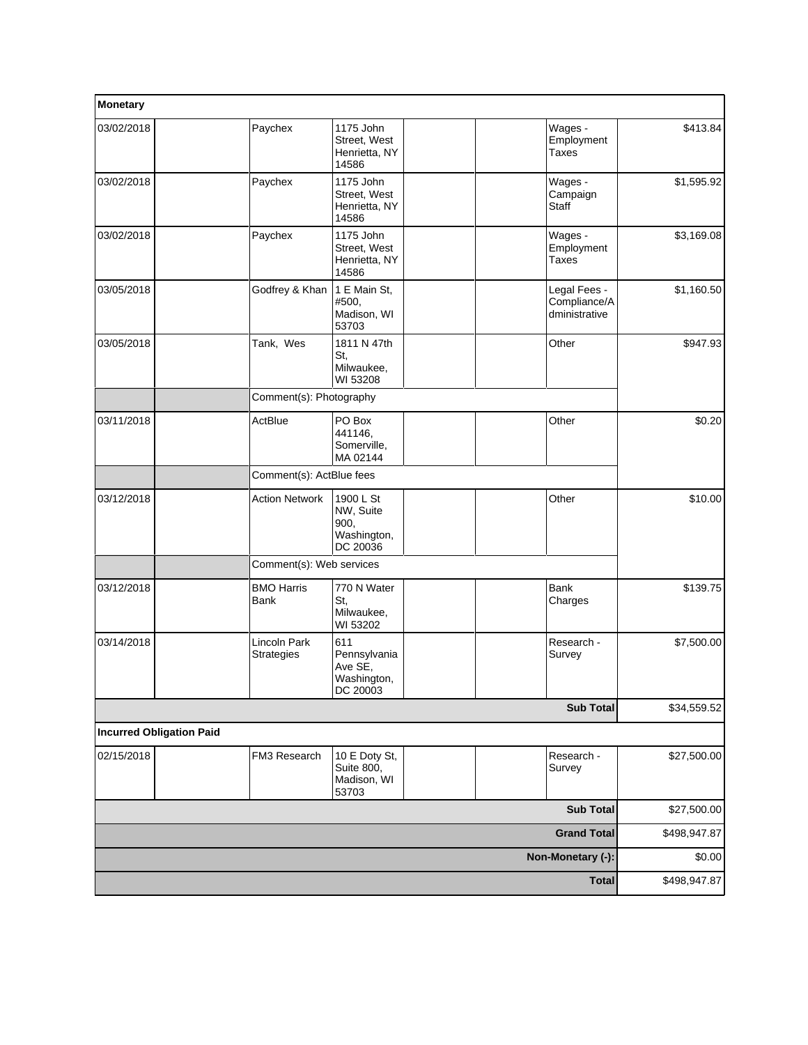| Monetary | | | | | | | |
|---|---|---|---|---|---|---|---|
| 03/02/2018 | | Paychex | 1175 John Street, West Henrietta, NY 14586 | | | Wages - Employment Taxes | $413.84 |
| 03/02/2018 | | Paychex | 1175 John Street, West Henrietta, NY 14586 | | | Wages - Campaign Staff | $1,595.92 |
| 03/02/2018 | | Paychex | 1175 John Street, West Henrietta, NY 14586 | | | Wages - Employment Taxes | $3,169.08 |
| 03/05/2018 | | Godfrey & Khan | 1 E Main St, #500, Madison, WI 53703 | | | Legal Fees - Compliance/Administrative | $1,160.50 |
| 03/05/2018 | | Tank, Wes | 1811 N 47th St, Milwaukee, WI 53208 | | | Other | $947.93 |
| | | Comment(s): Photography | | | | | |
| 03/11/2018 | | ActBlue | PO Box 441146, Somerville, MA 02144 | | | Other | $0.20 |
| | | Comment(s): ActBlue fees | | | | | |
| 03/12/2018 | | Action Network | 1900 L St NW, Suite 900, Washington, DC 20036 | | | Other | $10.00 |
| | | Comment(s): Web services | | | | | |
| 03/12/2018 | | BMO Harris Bank | 770 N Water St, Milwaukee, WI 53202 | | | Bank Charges | $139.75 |
| 03/14/2018 | | Lincoln Park Strategies | 611 Pennsylvania Ave SE, Washington, DC 20003 | | | Research - Survey | $7,500.00 |
| | | | | | | **Sub Total** | $34,559.52 |
| **Incurred Obligation Paid** | | | | | | | |
| 02/15/2018 | | FM3 Research | 10 E Doty St, Suite 800, Madison, WI 53703 | | | Research - Survey | $27,500.00 |
| | | | | | | **Sub Total** | $27,500.00 |
| | | | | | | **Grand Total** | $498,947.87 |
| | | | | | | **Non-Monetary (-):** | $0.00 |
| | | | | | | **Total** | $498,947.87 |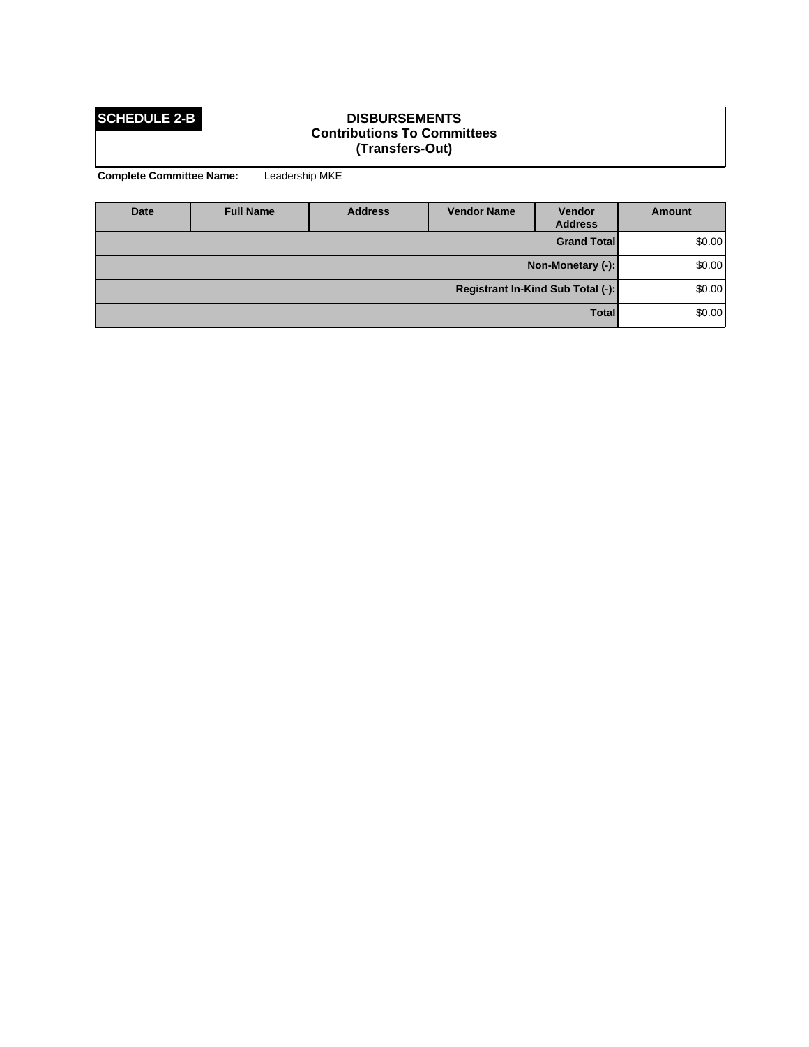**SCHEDULE 2-B**

# DISBURSEMENTS
## Contributions To Committees
## (Transfers-Out)

**Complete Committee Name:** Leadership MKE

| Date | Full Name | Address | Vendor Name | Vendor Address | Amount |
|---|---|---|---|---|---|
| | | | | **Grand Total** | $0.00 |
| | | | | **Non-Monetary (-):** | $0.00 |
| | | | | **Registrant In-Kind Sub Total (-):** | $0.00 |
| | | | | **Total** | $0.00 |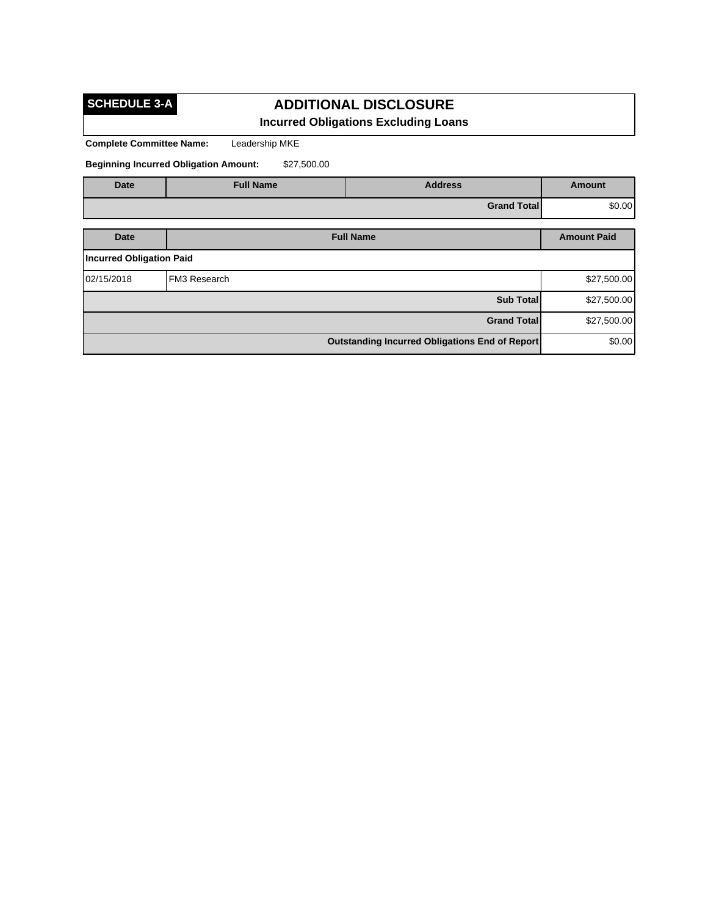**SCHEDULE 3-A**

# ADDITIONAL DISCLOSURE

## Incurred Obligations Excluding Loans

**Complete Committee Name:** Leadership MKE

**Beginning Incurred Obligation Amount:** $27,500.00

| Date | Full Name | Address | Amount |
|---|---|---|---|
| | | **Grand Total** | $0.00 |

| Date | Full Name | Amount Paid |
|---|---|---|
| **Incurred Obligation Paid** | | |
| 02/15/2018 | FM3 Research | $27,500.00 |
| | **Sub Total** | $27,500.00 |
| | **Grand Total** | $27,500.00 |
| | **Outstanding Incurred Obligations End of Report** | $0.00 |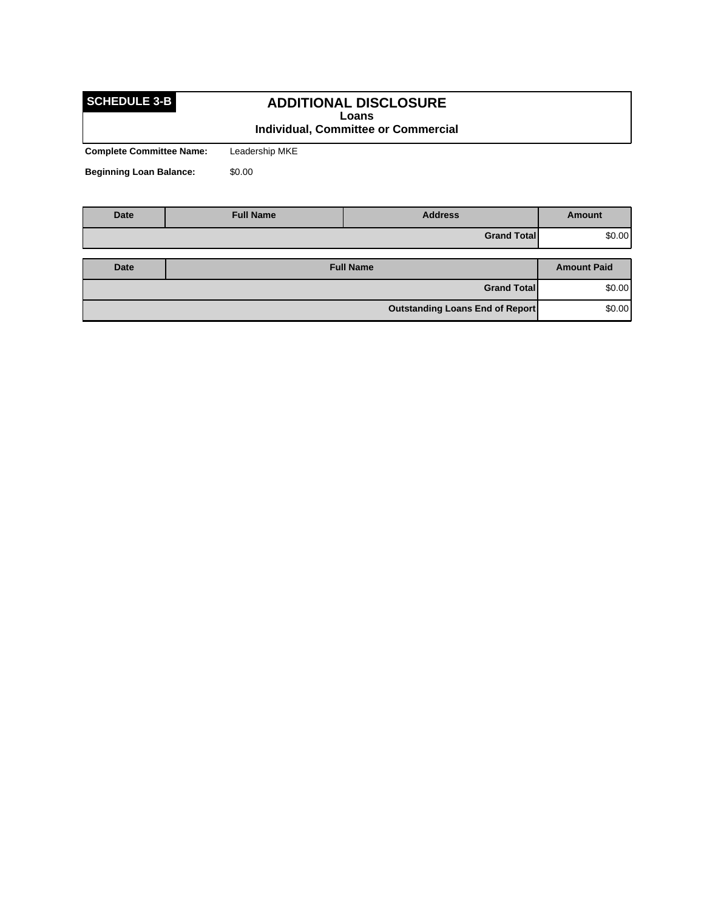**SCHEDULE 3-B**

# ADDITIONAL DISCLOSURE

**Loans**

**Individual, Committee or Commercial**

**Complete Committee Name:** Leadership MKE

**Beginning Loan Balance:** $0.00

| Date | Full Name | Address | Amount |
|---|---|---|---|
| | | **Grand Total** | $0.00 |

| Date | Full Name | Amount Paid |
|---|---|---|
| | **Grand Total** | $0.00 |
| | **Outstanding Loans End of Report** | $0.00 |